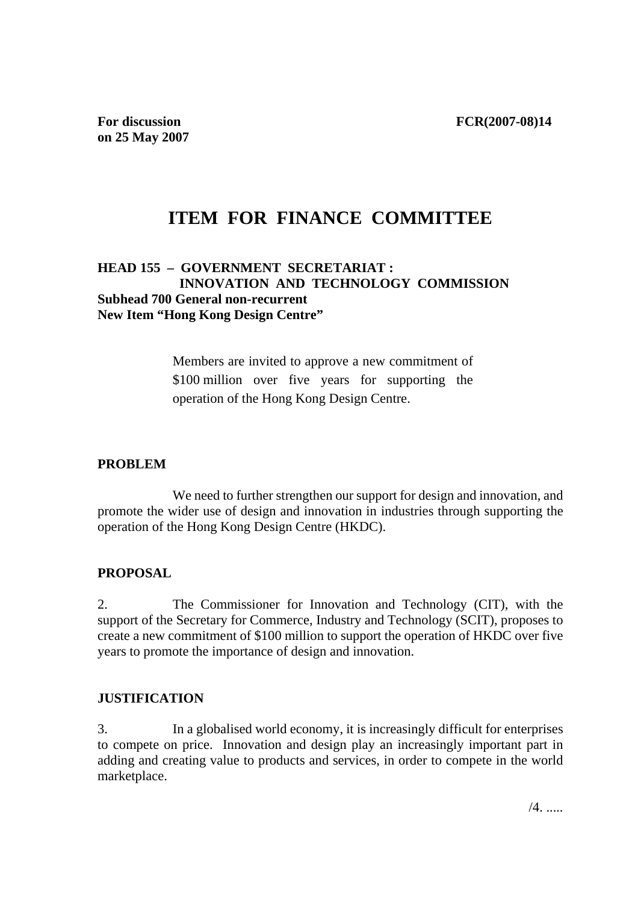**For discussion on 25 May 2007**

**FCR(2007-08)14**

# ITEM FOR FINANCE COMMITTEE

**HEAD 155 – GOVERNMENT SECRETARIAT : INNOVATION AND TECHNOLOGY COMMISSION**
**Subhead 700 General non-recurrent**
**New Item "Hong Kong Design Centre"**

Members are invited to approve a new commitment of $100 million over five years for supporting the operation of the Hong Kong Design Centre.

## PROBLEM

We need to further strengthen our support for design and innovation, and promote the wider use of design and innovation in industries through supporting the operation of the Hong Kong Design Centre (HKDC).

## PROPOSAL

2. The Commissioner for Innovation and Technology (CIT), with the support of the Secretary for Commerce, Industry and Technology (SCIT), proposes to create a new commitment of $100 million to support the operation of HKDC over five years to promote the importance of design and innovation.

## JUSTIFICATION

3. In a globalised world economy, it is increasingly difficult for enterprises to compete on price. Innovation and design play an increasingly important part in adding and creating value to products and services, in order to compete in the world marketplace.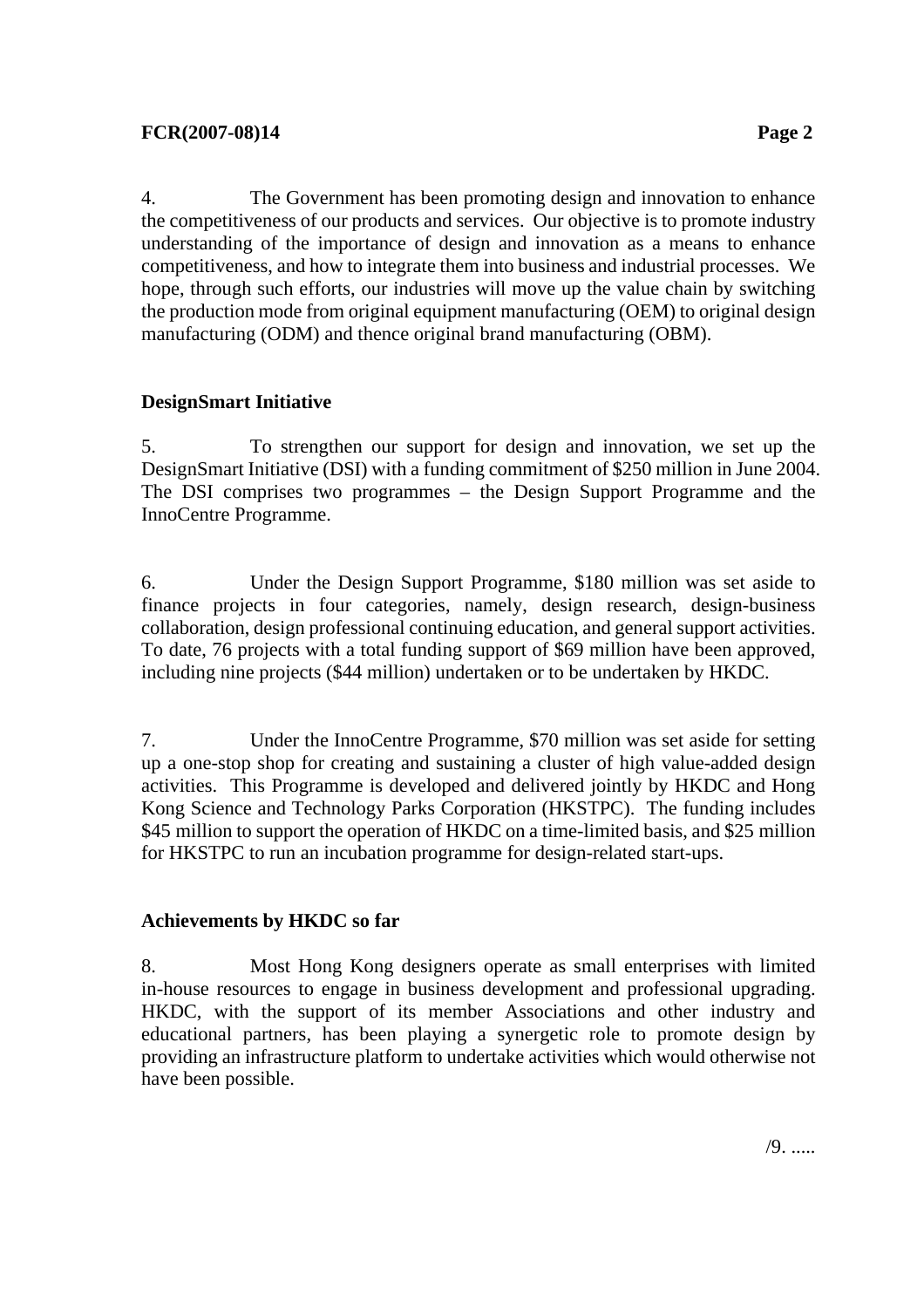4. The Government has been promoting design and innovation to enhance the competitiveness of our products and services. Our objective is to promote industry understanding of the importance of design and innovation as a means to enhance competitiveness, and how to integrate them into business and industrial processes. We hope, through such efforts, our industries will move up the value chain by switching the production mode from original equipment manufacturing (OEM) to original design manufacturing (ODM) and thence original brand manufacturing (OBM).

**DesignSmart Initiative**

5. To strengthen our support for design and innovation, we set up the DesignSmart Initiative (DSI) with a funding commitment of $250 million in June 2004. The DSI comprises two programmes – the Design Support Programme and the InnoCentre Programme.

6. Under the Design Support Programme, $180 million was set aside to finance projects in four categories, namely, design research, design-business collaboration, design professional continuing education, and general support activities. To date, 76 projects with a total funding support of $69 million have been approved, including nine projects ($44 million) undertaken or to be undertaken by HKDC.

7. Under the InnoCentre Programme, $70 million was set aside for setting up a one-stop shop for creating and sustaining a cluster of high value-added design activities. This Programme is developed and delivered jointly by HKDC and Hong Kong Science and Technology Parks Corporation (HKSTPC). The funding includes $45 million to support the operation of HKDC on a time-limited basis, and $25 million for HKSTPC to run an incubation programme for design-related start-ups.

**Achievements by HKDC so far**

8. Most Hong Kong designers operate as small enterprises with limited in-house resources to engage in business development and professional upgrading. HKDC, with the support of its member Associations and other industry and educational partners, has been playing a synergetic role to promote design by providing an infrastructure platform to undertake activities which would otherwise not have been possible.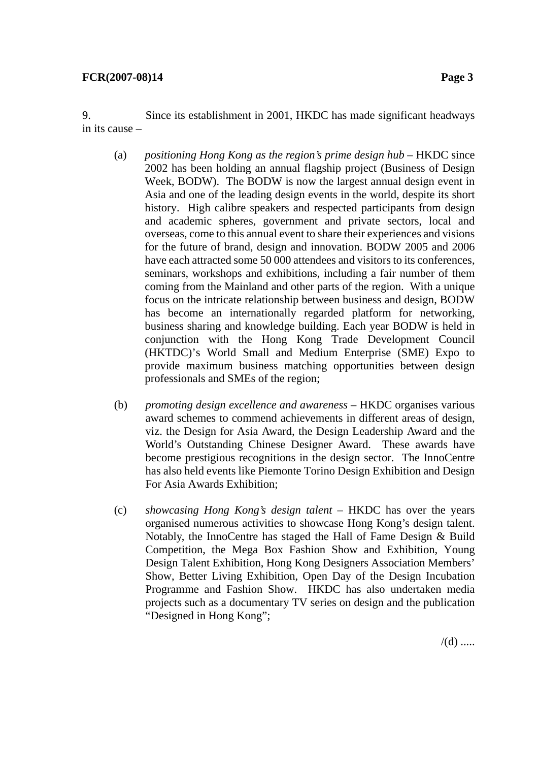9. Since its establishment in 2001, HKDC has made significant headways in its cause –

(a) *positioning Hong Kong as the region's prime design hub* – HKDC since 2002 has been holding an annual flagship project (Business of Design Week, BODW). The BODW is now the largest annual design event in Asia and one of the leading design events in the world, despite its short history. High calibre speakers and respected participants from design and academic spheres, government and private sectors, local and overseas, come to this annual event to share their experiences and visions for the future of brand, design and innovation. BODW 2005 and 2006 have each attracted some 50 000 attendees and visitors to its conferences, seminars, workshops and exhibitions, including a fair number of them coming from the Mainland and other parts of the region. With a unique focus on the intricate relationship between business and design, BODW has become an internationally regarded platform for networking, business sharing and knowledge building. Each year BODW is held in conjunction with the Hong Kong Trade Development Council (HKTDC)'s World Small and Medium Enterprise (SME) Expo to provide maximum business matching opportunities between design professionals and SMEs of the region;

(b) *promoting design excellence and awareness* – HKDC organises various award schemes to commend achievements in different areas of design, viz. the Design for Asia Award, the Design Leadership Award and the World's Outstanding Chinese Designer Award. These awards have become prestigious recognitions in the design sector. The InnoCentre has also held events like Piemonte Torino Design Exhibition and Design For Asia Awards Exhibition;

(c) *showcasing Hong Kong's design talent* – HKDC has over the years organised numerous activities to showcase Hong Kong's design talent. Notably, the InnoCentre has staged the Hall of Fame Design & Build Competition, the Mega Box Fashion Show and Exhibition, Young Design Talent Exhibition, Hong Kong Designers Association Members' Show, Better Living Exhibition, Open Day of the Design Incubation Programme and Fashion Show. HKDC has also undertaken media projects such as a documentary TV series on design and the publication "Designed in Hong Kong";

/(d) .....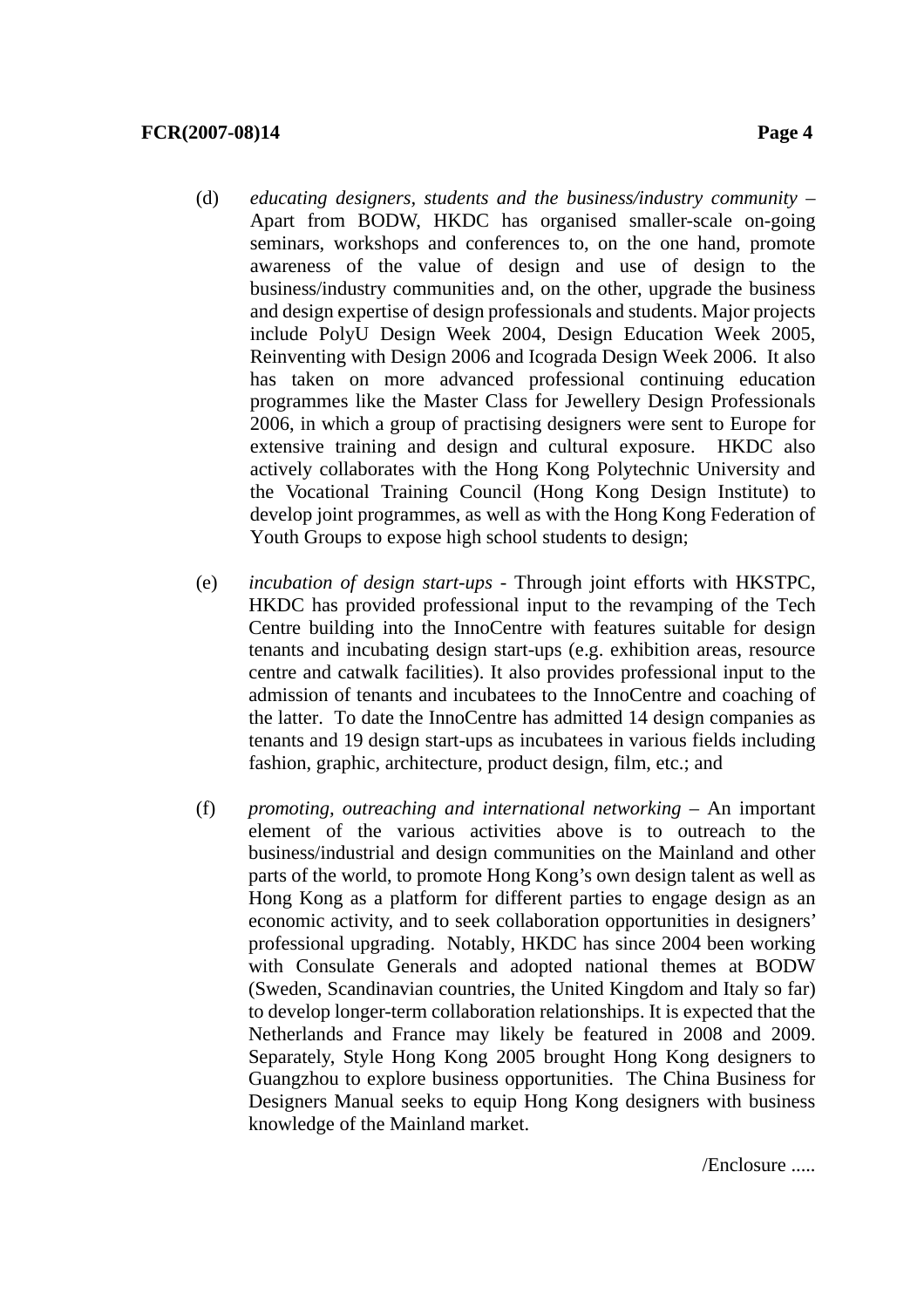(d) *educating designers, students and the business/industry community* – Apart from BODW, HKDC has organised smaller-scale on-going seminars, workshops and conferences to, on the one hand, promote awareness of the value of design and use of design to the business/industry communities and, on the other, upgrade the business and design expertise of design professionals and students. Major projects include PolyU Design Week 2004, Design Education Week 2005, Reinventing with Design 2006 and Icograda Design Week 2006. It also has taken on more advanced professional continuing education programmes like the Master Class for Jewellery Design Professionals 2006, in which a group of practising designers were sent to Europe for extensive training and design and cultural exposure. HKDC also actively collaborates with the Hong Kong Polytechnic University and the Vocational Training Council (Hong Kong Design Institute) to develop joint programmes, as well as with the Hong Kong Federation of Youth Groups to expose high school students to design;

(e) *incubation of design start-ups* - Through joint efforts with HKSTPC, HKDC has provided professional input to the revamping of the Tech Centre building into the InnoCentre with features suitable for design tenants and incubating design start-ups (e.g. exhibition areas, resource centre and catwalk facilities). It also provides professional input to the admission of tenants and incubatees to the InnoCentre and coaching of the latter. To date the InnoCentre has admitted 14 design companies as tenants and 19 design start-ups as incubatees in various fields including fashion, graphic, architecture, product design, film, etc.; and

(f) *promoting, outreaching and international networking* – An important element of the various activities above is to outreach to the business/industrial and design communities on the Mainland and other parts of the world, to promote Hong Kong's own design talent as well as Hong Kong as a platform for different parties to engage design as an economic activity, and to seek collaboration opportunities in designers' professional upgrading. Notably, HKDC has since 2004 been working with Consulate Generals and adopted national themes at BODW (Sweden, Scandinavian countries, the United Kingdom and Italy so far) to develop longer-term collaboration relationships. It is expected that the Netherlands and France may likely be featured in 2008 and 2009. Separately, Style Hong Kong 2005 brought Hong Kong designers to Guangzhou to explore business opportunities. The China Business for Designers Manual seeks to equip Hong Kong designers with business knowledge of the Mainland market.

/Enclosure .....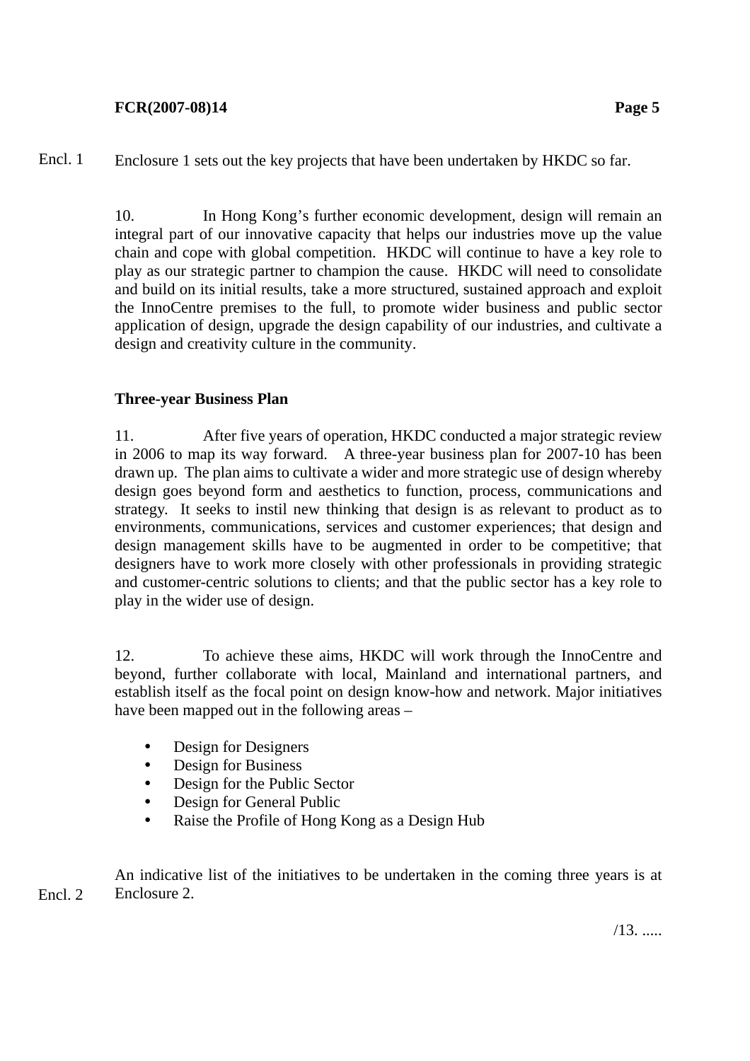Encl. 1 Enclosure 1 sets out the key projects that have been undertaken by HKDC so far.

10. In Hong Kong's further economic development, design will remain an integral part of our innovative capacity that helps our industries move up the value chain and cope with global competition. HKDC will continue to have a key role to play as our strategic partner to champion the cause. HKDC will need to consolidate and build on its initial results, take a more structured, sustained approach and exploit the InnoCentre premises to the full, to promote wider business and public sector application of design, upgrade the design capability of our industries, and cultivate a design and creativity culture in the community.

**Three-year Business Plan**

11. After five years of operation, HKDC conducted a major strategic review in 2006 to map its way forward. A three-year business plan for 2007-10 has been drawn up. The plan aims to cultivate a wider and more strategic use of design whereby design goes beyond form and aesthetics to function, process, communications and strategy. It seeks to instil new thinking that design is as relevant to product as to environments, communications, services and customer experiences; that design and design management skills have to be augmented in order to be competitive; that designers have to work more closely with other professionals in providing strategic and customer-centric solutions to clients; and that the public sector has a key role to play in the wider use of design.

12. To achieve these aims, HKDC will work through the InnoCentre and beyond, further collaborate with local, Mainland and international partners, and establish itself as the focal point on design know-how and network. Major initiatives have been mapped out in the following areas –

- Design for Designers
- Design for Business
- Design for the Public Sector
- Design for General Public
- Raise the Profile of Hong Kong as a Design Hub

Encl. 2 An indicative list of the initiatives to be undertaken in the coming three years is at Enclosure 2.

/13. .....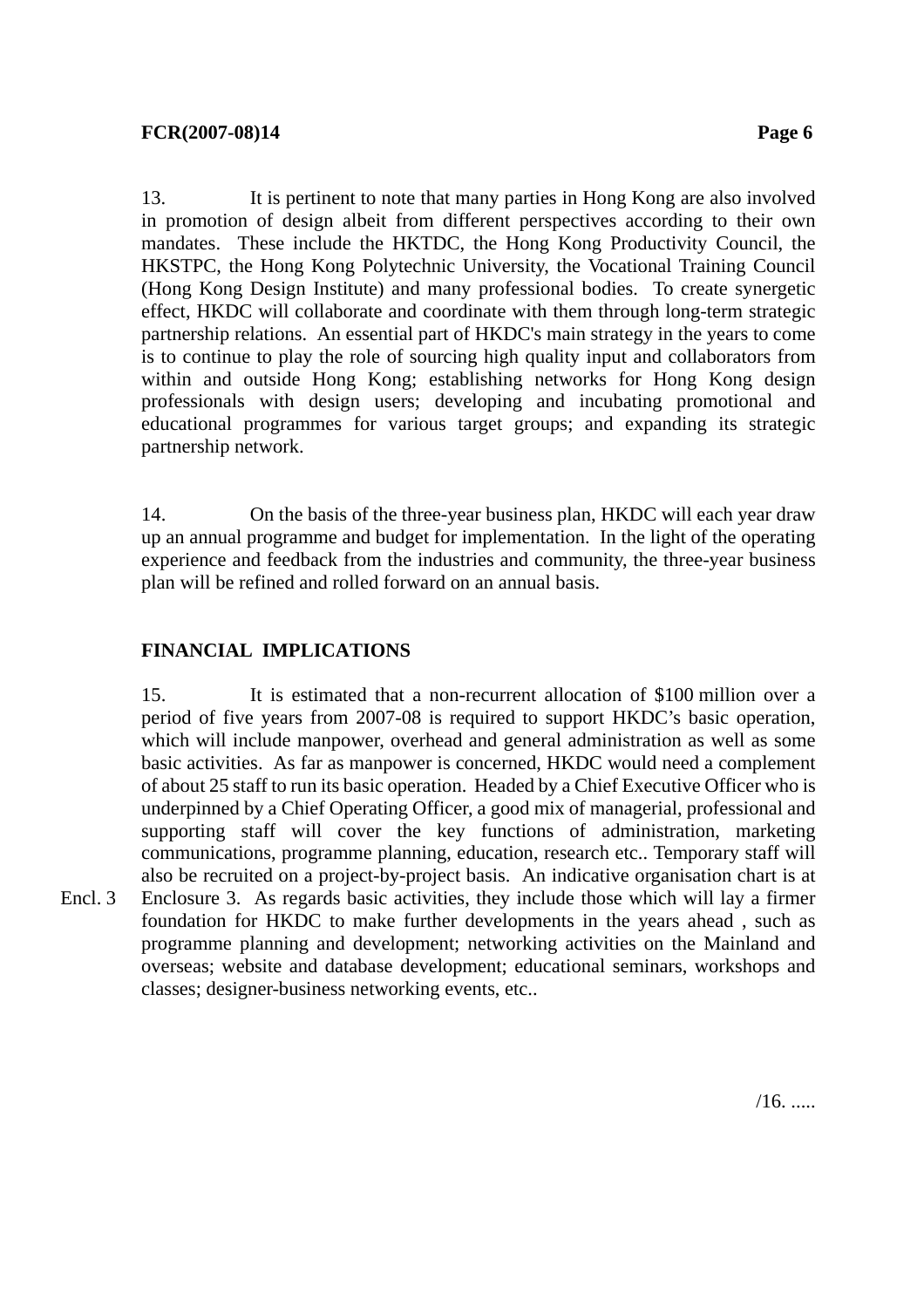13. It is pertinent to note that many parties in Hong Kong are also involved in promotion of design albeit from different perspectives according to their own mandates. These include the HKTDC, the Hong Kong Productivity Council, the HKSTPC, the Hong Kong Polytechnic University, the Vocational Training Council (Hong Kong Design Institute) and many professional bodies. To create synergetic effect, HKDC will collaborate and coordinate with them through long-term strategic partnership relations. An essential part of HKDC's main strategy in the years to come is to continue to play the role of sourcing high quality input and collaborators from within and outside Hong Kong; establishing networks for Hong Kong design professionals with design users; developing and incubating promotional and educational programmes for various target groups; and expanding its strategic partnership network.

14. On the basis of the three-year business plan, HKDC will each year draw up an annual programme and budget for implementation. In the light of the operating experience and feedback from the industries and community, the three-year business plan will be refined and rolled forward on an annual basis.

## FINANCIAL IMPLICATIONS

15. It is estimated that a non-recurrent allocation of $100 million over a period of five years from 2007-08 is required to support HKDC's basic operation, which will include manpower, overhead and general administration as well as some basic activities. As far as manpower is concerned, HKDC would need a complement of about 25 staff to run its basic operation. Headed by a Chief Executive Officer who is underpinned by a Chief Operating Officer, a good mix of managerial, professional and supporting staff will cover the key functions of administration, marketing communications, programme planning, education, research etc.. Temporary staff will also be recruited on a project-by-project basis. An indicative organisation chart is at Enclosure 3. As regards basic activities, they include those which will lay a firmer foundation for HKDC to make further developments in the years ahead , such as programme planning and development; networking activities on the Mainland and overseas; website and database development; educational seminars, workshops and classes; designer-business networking events, etc..

Encl. 3

/16. .....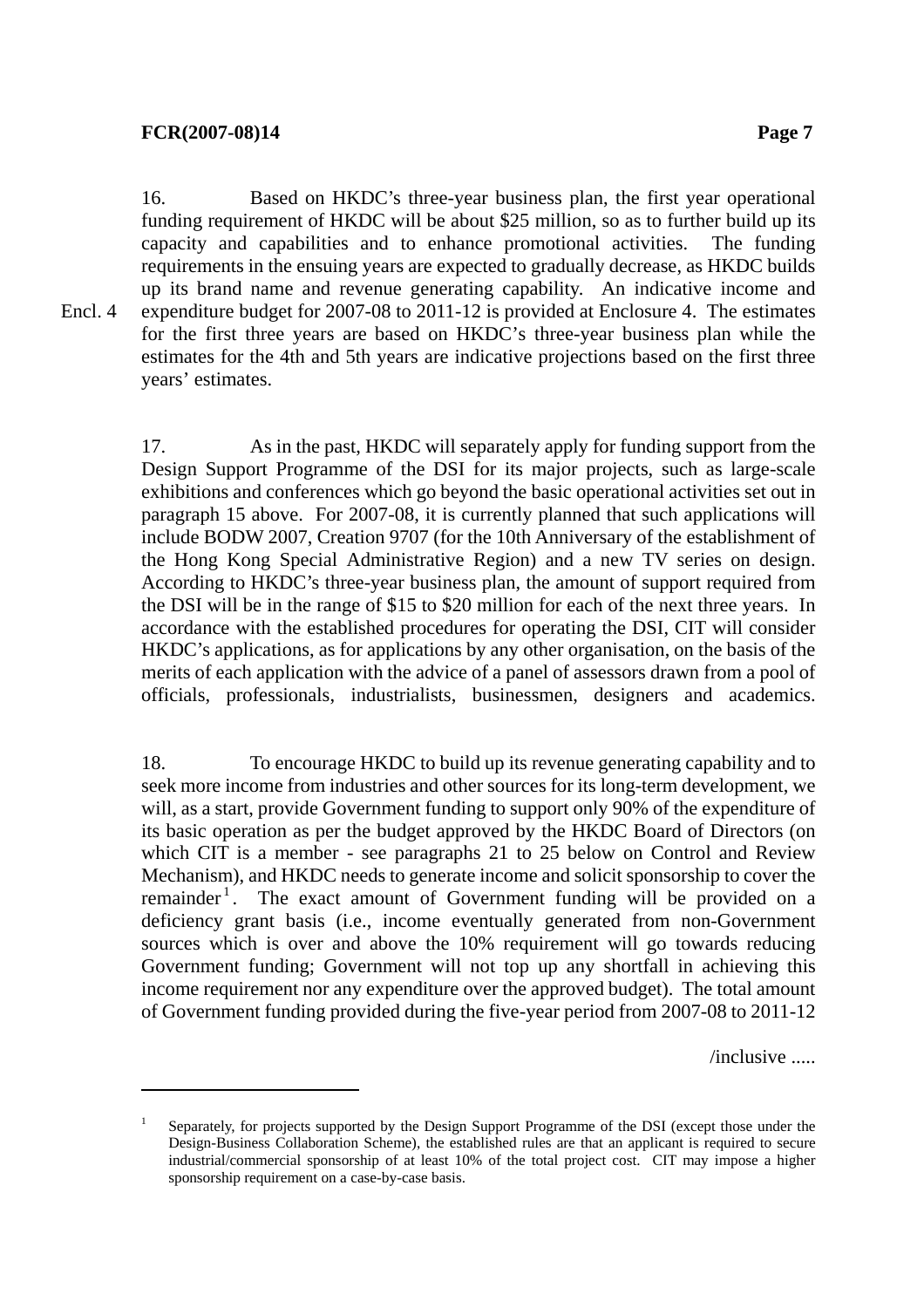16. Based on HKDC's three-year business plan, the first year operational funding requirement of HKDC will be about $25 million, so as to further build up its capacity and capabilities and to enhance promotional activities. The funding requirements in the ensuing years are expected to gradually decrease, as HKDC builds up its brand name and revenue generating capability. An indicative income and expenditure budget for 2007-08 to 2011-12 is provided at Enclosure 4. The estimates for the first three years are based on HKDC's three-year business plan while the estimates for the 4th and 5th years are indicative projections based on the first three years' estimates.

Encl. 4

17. As in the past, HKDC will separately apply for funding support from the Design Support Programme of the DSI for its major projects, such as large-scale exhibitions and conferences which go beyond the basic operational activities set out in paragraph 15 above. For 2007-08, it is currently planned that such applications will include BODW 2007, Creation 9707 (for the 10th Anniversary of the establishment of the Hong Kong Special Administrative Region) and a new TV series on design. According to HKDC's three-year business plan, the amount of support required from the DSI will be in the range of $15 to $20 million for each of the next three years. In accordance with the established procedures for operating the DSI, CIT will consider HKDC's applications, as for applications by any other organisation, on the basis of the merits of each application with the advice of a panel of assessors drawn from a pool of officials, professionals, industrialists, businessmen, designers and academics.

18. To encourage HKDC to build up its revenue generating capability and to seek more income from industries and other sources for its long-term development, we will, as a start, provide Government funding to support only 90% of the expenditure of its basic operation as per the budget approved by the HKDC Board of Directors (on which CIT is a member - see paragraphs 21 to 25 below on Control and Review Mechanism), and HKDC needs to generate income and solicit sponsorship to cover the remainder[1]. The exact amount of Government funding will be provided on a deficiency grant basis (i.e., income eventually generated from non-Government sources which is over and above the 10% requirement will go towards reducing Government funding; Government will not top up any shortfall in achieving this income requirement nor any expenditure over the approved budget). The total amount of Government funding provided during the five-year period from 2007-08 to 2011-12

/inclusive .....

---

[1] Separately, for projects supported by the Design Support Programme of the DSI (except those under the Design-Business Collaboration Scheme), the established rules are that an applicant is required to secure industrial/commercial sponsorship of at least 10% of the total project cost. CIT may impose a higher sponsorship requirement on a case-by-case basis.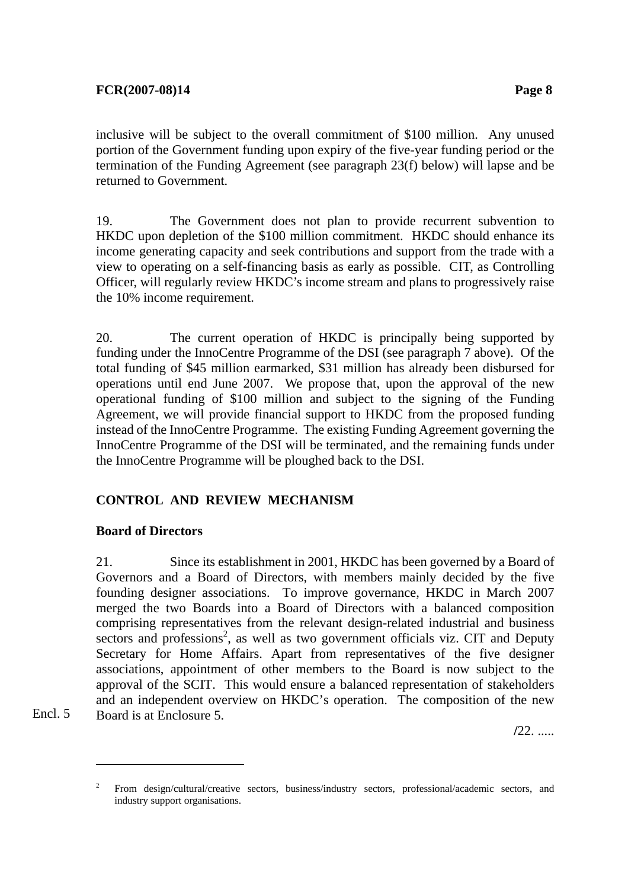inclusive will be subject to the overall commitment of $100 million. Any unused portion of the Government funding upon expiry of the five-year funding period or the termination of the Funding Agreement (see paragraph 23(f) below) will lapse and be returned to Government.

19. The Government does not plan to provide recurrent subvention to HKDC upon depletion of the $100 million commitment. HKDC should enhance its income generating capacity and seek contributions and support from the trade with a view to operating on a self-financing basis as early as possible. CIT, as Controlling Officer, will regularly review HKDC's income stream and plans to progressively raise the 10% income requirement.

20. The current operation of HKDC is principally being supported by funding under the InnoCentre Programme of the DSI (see paragraph 7 above). Of the total funding of $45 million earmarked, $31 million has already been disbursed for operations until end June 2007. We propose that, upon the approval of the new operational funding of $100 million and subject to the signing of the Funding Agreement, we will provide financial support to HKDC from the proposed funding instead of the InnoCentre Programme. The existing Funding Agreement governing the InnoCentre Programme of the DSI will be terminated, and the remaining funds under the InnoCentre Programme will be ploughed back to the DSI.

## CONTROL AND REVIEW MECHANISM

### Board of Directors

21. Since its establishment in 2001, HKDC has been governed by a Board of Governors and a Board of Directors, with members mainly decided by the five founding designer associations. To improve governance, HKDC in March 2007 merged the two Boards into a Board of Directors with a balanced composition comprising representatives from the relevant design-related industrial and business sectors and professions[2], as well as two government officials viz. CIT and Deputy Secretary for Home Affairs. Apart from representatives of the five designer associations, appointment of other members to the Board is now subject to the approval of the SCIT. This would ensure a balanced representation of stakeholders and an independent overview on HKDC's operation. The composition of the new Board is at Enclosure 5.

Encl. 5

/22. .....

---

[2] From design/cultural/creative sectors, business/industry sectors, professional/academic sectors, and industry support organisations.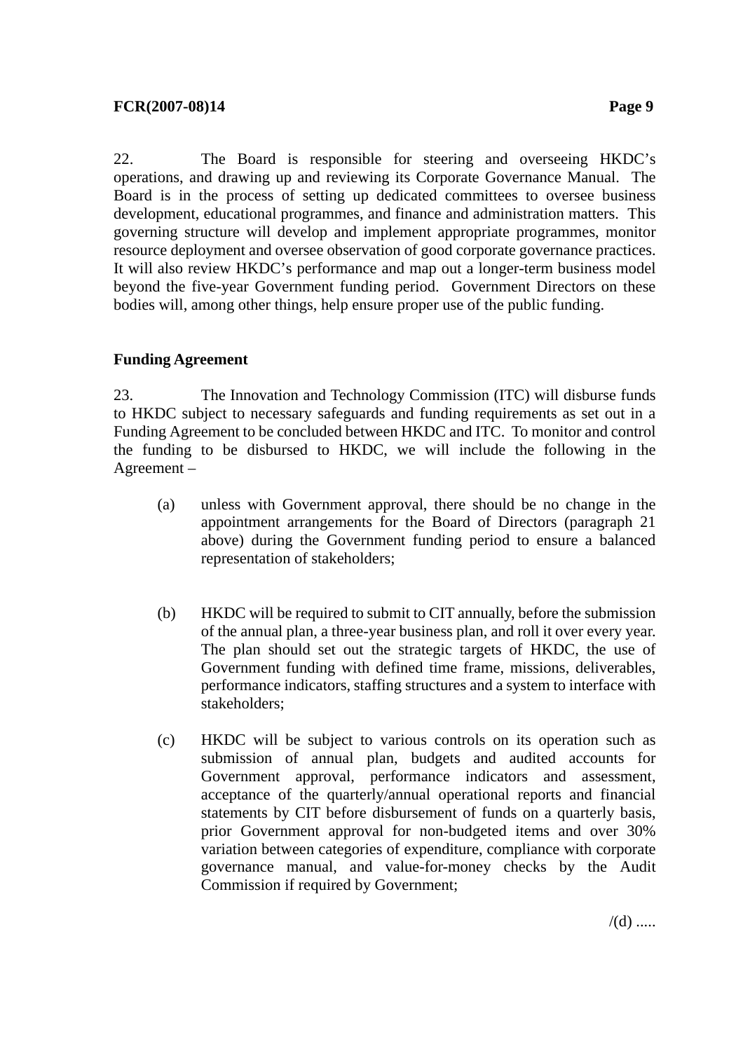22. The Board is responsible for steering and overseeing HKDC's operations, and drawing up and reviewing its Corporate Governance Manual. The Board is in the process of setting up dedicated committees to oversee business development, educational programmes, and finance and administration matters. This governing structure will develop and implement appropriate programmes, monitor resource deployment and oversee observation of good corporate governance practices. It will also review HKDC's performance and map out a longer-term business model beyond the five-year Government funding period. Government Directors on these bodies will, among other things, help ensure proper use of the public funding.

**Funding Agreement**

23. The Innovation and Technology Commission (ITC) will disburse funds to HKDC subject to necessary safeguards and funding requirements as set out in a Funding Agreement to be concluded between HKDC and ITC. To monitor and control the funding to be disbursed to HKDC, we will include the following in the Agreement –

(a) unless with Government approval, there should be no change in the appointment arrangements for the Board of Directors (paragraph 21 above) during the Government funding period to ensure a balanced representation of stakeholders;

(b) HKDC will be required to submit to CIT annually, before the submission of the annual plan, a three-year business plan, and roll it over every year. The plan should set out the strategic targets of HKDC, the use of Government funding with defined time frame, missions, deliverables, performance indicators, staffing structures and a system to interface with stakeholders;

(c) HKDC will be subject to various controls on its operation such as submission of annual plan, budgets and audited accounts for Government approval, performance indicators and assessment, acceptance of the quarterly/annual operational reports and financial statements by CIT before disbursement of funds on a quarterly basis, prior Government approval for non-budgeted items and over 30% variation between categories of expenditure, compliance with corporate governance manual, and value-for-money checks by the Audit Commission if required by Government;

/(d) .....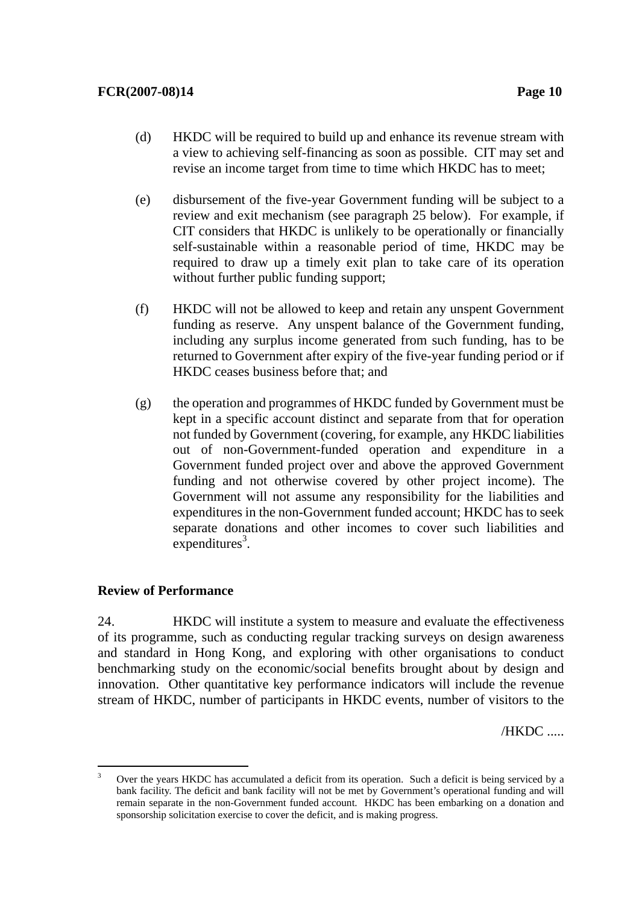(d) HKDC will be required to build up and enhance its revenue stream with a view to achieving self-financing as soon as possible. CIT may set and revise an income target from time to time which HKDC has to meet;

(e) disbursement of the five-year Government funding will be subject to a review and exit mechanism (see paragraph 25 below). For example, if CIT considers that HKDC is unlikely to be operationally or financially self-sustainable within a reasonable period of time, HKDC may be required to draw up a timely exit plan to take care of its operation without further public funding support;

(f) HKDC will not be allowed to keep and retain any unspent Government funding as reserve. Any unspent balance of the Government funding, including any surplus income generated from such funding, has to be returned to Government after expiry of the five-year funding period or if HKDC ceases business before that; and

(g) the operation and programmes of HKDC funded by Government must be kept in a specific account distinct and separate from that for operation not funded by Government (covering, for example, any HKDC liabilities out of non-Government-funded operation and expenditure in a Government funded project over and above the approved Government funding and not otherwise covered by other project income). The Government will not assume any responsibility for the liabilities and expenditures in the non-Government funded account; HKDC has to seek separate donations and other incomes to cover such liabilities and expenditures[3].

**Review of Performance**

24. HKDC will institute a system to measure and evaluate the effectiveness of its programme, such as conducting regular tracking surveys on design awareness and standard in Hong Kong, and exploring with other organisations to conduct benchmarking study on the economic/social benefits brought about by design and innovation. Other quantitative key performance indicators will include the revenue stream of HKDC, number of participants in HKDC events, number of visitors to the

/HKDC .....

---

[3] Over the years HKDC has accumulated a deficit from its operation. Such a deficit is being serviced by a bank facility. The deficit and bank facility will not be met by Government's operational funding and will remain separate in the non-Government funded account. HKDC has been embarking on a donation and sponsorship solicitation exercise to cover the deficit, and is making progress.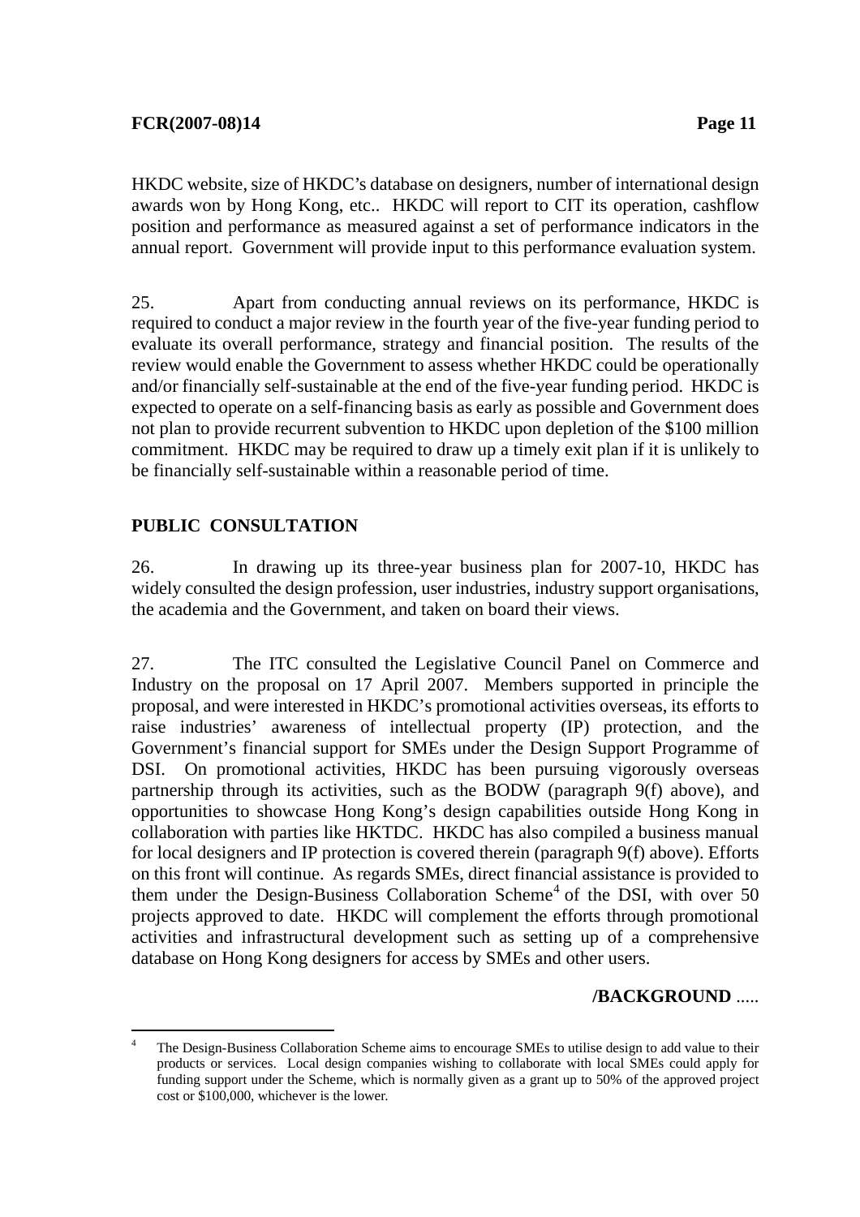HKDC website, size of HKDC's database on designers, number of international design awards won by Hong Kong, etc.. HKDC will report to CIT its operation, cashflow position and performance as measured against a set of performance indicators in the annual report. Government will provide input to this performance evaluation system.

25. Apart from conducting annual reviews on its performance, HKDC is required to conduct a major review in the fourth year of the five-year funding period to evaluate its overall performance, strategy and financial position. The results of the review would enable the Government to assess whether HKDC could be operationally and/or financially self-sustainable at the end of the five-year funding period. HKDC is expected to operate on a self-financing basis as early as possible and Government does not plan to provide recurrent subvention to HKDC upon depletion of the $100 million commitment. HKDC may be required to draw up a timely exit plan if it is unlikely to be financially self-sustainable within a reasonable period of time.

## PUBLIC CONSULTATION

26. In drawing up its three-year business plan for 2007-10, HKDC has widely consulted the design profession, user industries, industry support organisations, the academia and the Government, and taken on board their views.

27. The ITC consulted the Legislative Council Panel on Commerce and Industry on the proposal on 17 April 2007. Members supported in principle the proposal, and were interested in HKDC's promotional activities overseas, its efforts to raise industries' awareness of intellectual property (IP) protection, and the Government's financial support for SMEs under the Design Support Programme of DSI. On promotional activities, HKDC has been pursuing vigorously overseas partnership through its activities, such as the BODW (paragraph 9(f) above), and opportunities to showcase Hong Kong's design capabilities outside Hong Kong in collaboration with parties like HKTDC. HKDC has also compiled a business manual for local designers and IP protection is covered therein (paragraph 9(f) above). Efforts on this front will continue. As regards SMEs, direct financial assistance is provided to them under the Design-Business Collaboration Scheme[4] of the DSI, with over 50 projects approved to date. HKDC will complement the efforts through promotional activities and infrastructural development such as setting up of a comprehensive database on Hong Kong designers for access by SMEs and other users.

/BACKGROUND .....

---

[4] The Design-Business Collaboration Scheme aims to encourage SMEs to utilise design to add value to their products or services. Local design companies wishing to collaborate with local SMEs could apply for funding support under the Scheme, which is normally given as a grant up to 50% of the approved project cost or $100,000, whichever is the lower.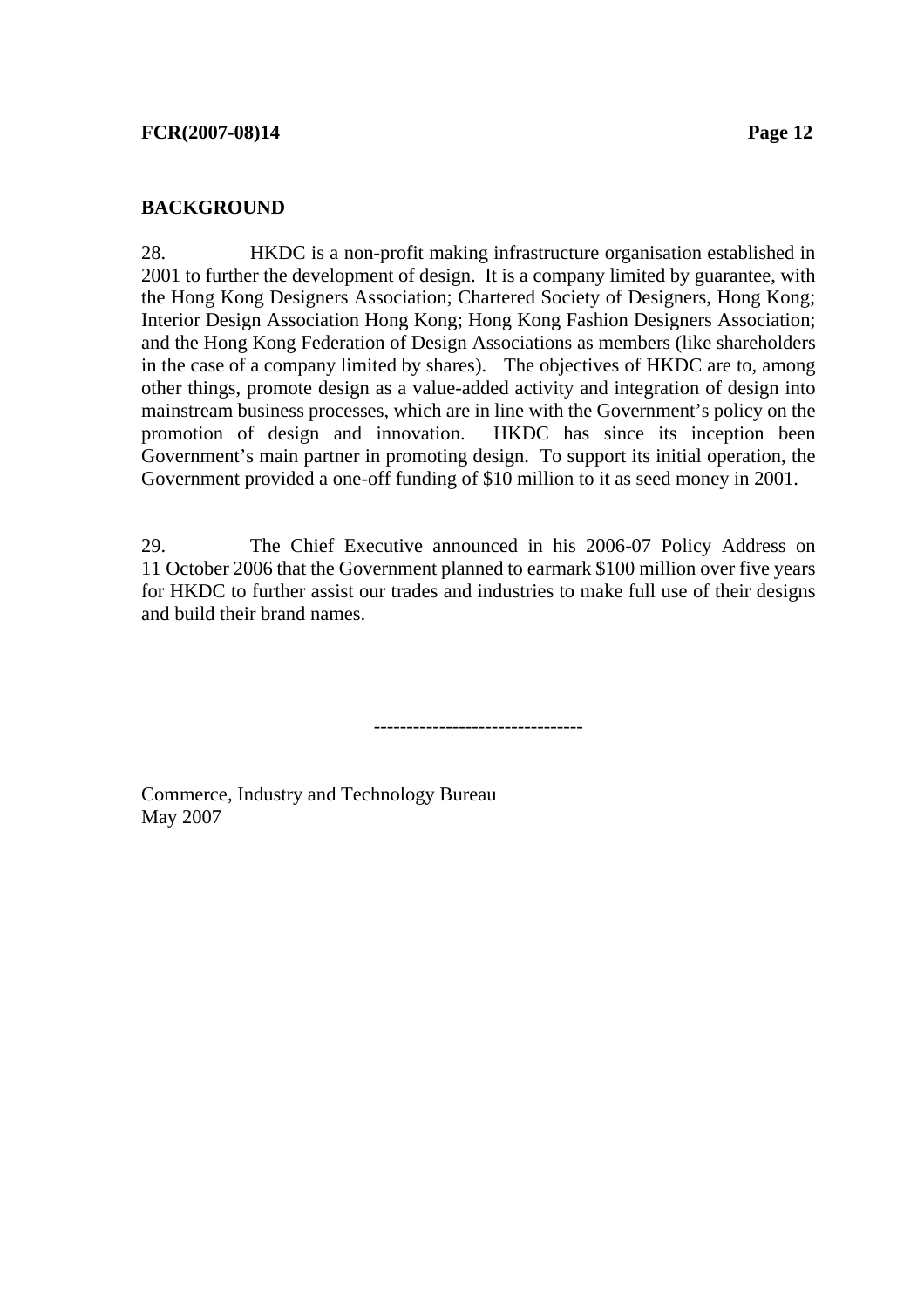## BACKGROUND

28. HKDC is a non-profit making infrastructure organisation established in 2001 to further the development of design. It is a company limited by guarantee, with the Hong Kong Designers Association; Chartered Society of Designers, Hong Kong; Interior Design Association Hong Kong; Hong Kong Fashion Designers Association; and the Hong Kong Federation of Design Associations as members (like shareholders in the case of a company limited by shares). The objectives of HKDC are to, among other things, promote design as a value-added activity and integration of design into mainstream business processes, which are in line with the Government's policy on the promotion of design and innovation. HKDC has since its inception been Government's main partner in promoting design. To support its initial operation, the Government provided a one-off funding of $10 million to it as seed money in 2001.

29. The Chief Executive announced in his 2006-07 Policy Address on 11 October 2006 that the Government planned to earmark $100 million over five years for HKDC to further assist our trades and industries to make full use of their designs and build their brand names.

--------------------------------

Commerce, Industry and Technology Bureau
May 2007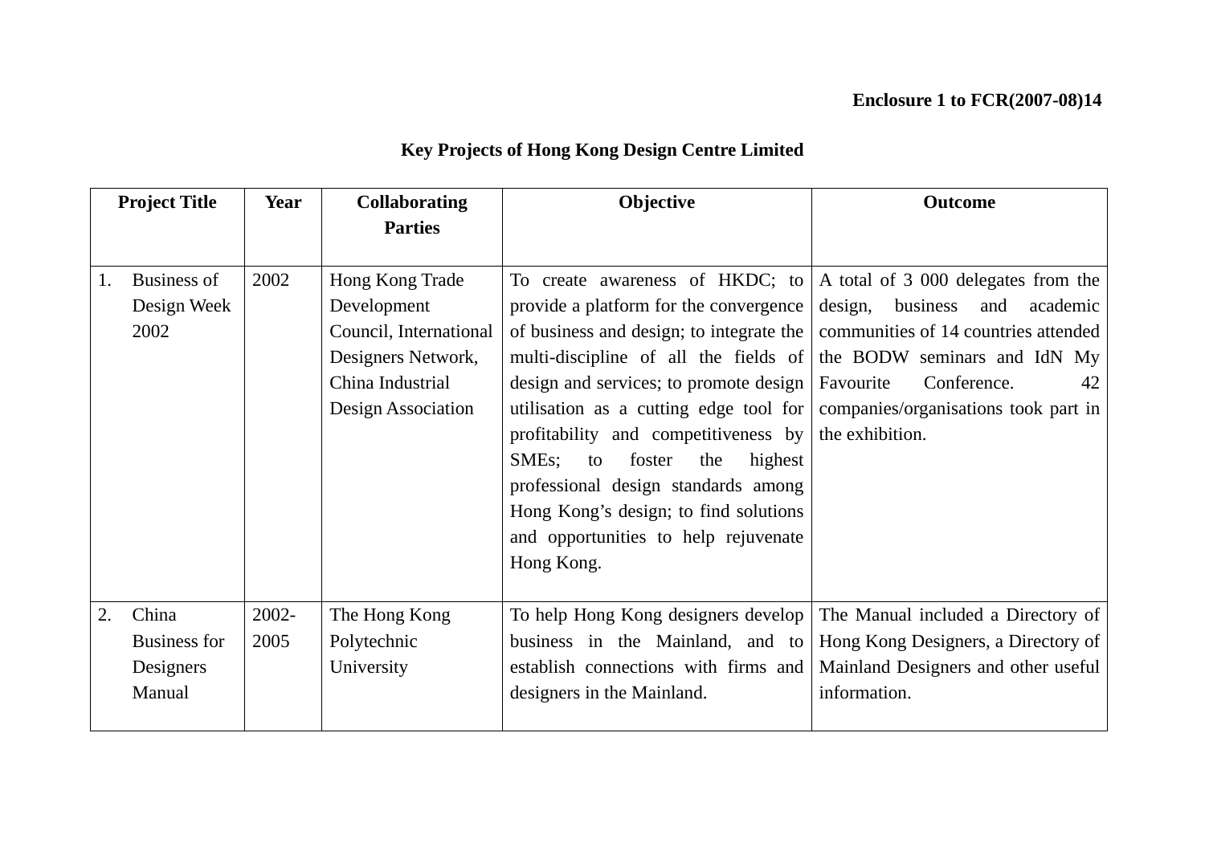**Enclosure 1 to FCR(2007-08)14**

# Key Projects of Hong Kong Design Centre Limited

| Project Title | Year | Collaborating Parties | Objective | Outcome |
|---|---|---|---|---|
| 1. Business of Design Week 2002 | 2002 | Hong Kong Trade Development Council, International Designers Network, China Industrial Design Association | To create awareness of HKDC; to provide a platform for the convergence of business and design; to integrate the multi-discipline of all the fields of design and services; to promote design utilisation as a cutting edge tool for profitability and competitiveness by SMEs; to foster the highest professional design standards among Hong Kong's design; to find solutions and opportunities to help rejuvenate Hong Kong. | A total of 3 000 delegates from the design, business and academic communities of 14 countries attended the BODW seminars and IdN My Favourite Conference. 42 companies/organisations took part in the exhibition. |
| 2. China Business for Designers Manual | 2002-2005 | The Hong Kong Polytechnic University | To help Hong Kong designers develop business in the Mainland, and to establish connections with firms and designers in the Mainland. | The Manual included a Directory of Hong Kong Designers, a Directory of Mainland Designers and other useful information. |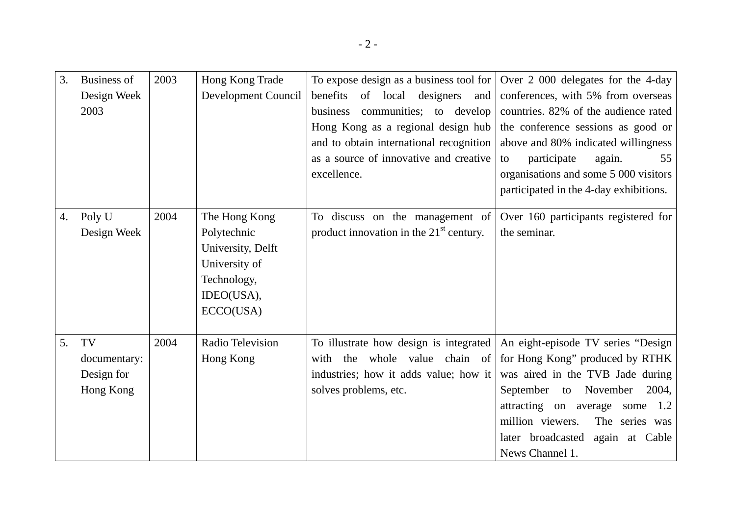| 3. Business of Design Week 2003 | 2003 | Hong Kong Trade Development Council | To expose design as a business tool for benefits of local designers and business communities; to develop Hong Kong as a regional design hub and to obtain international recognition as a source of innovative and creative excellence. | Over 2 000 delegates for the 4-day conferences, with 5% from overseas countries. 82% of the audience rated the conference sessions as good or above and 80% indicated willingness to participate again. 55 organisations and some 5 000 visitors participated in the 4-day exhibitions. |
|---|---|---|---|---|
| 4. Poly U Design Week | 2004 | The Hong Kong Polytechnic University, Delft University of Technology, IDEO(USA), ECCO(USA) | To discuss on the management of product innovation in the 21st century. | Over 160 participants registered for the seminar. |
| 5. TV documentary: Design for Hong Kong | 2004 | Radio Television Hong Kong | To illustrate how design is integrated with the whole value chain of industries; how it adds value; how it solves problems, etc. | An eight-episode TV series “Design for Hong Kong” produced by RTHK was aired in the TVB Jade during September to November 2004, attracting on average some 1.2 million viewers. The series was later broadcasted again at Cable News Channel 1. |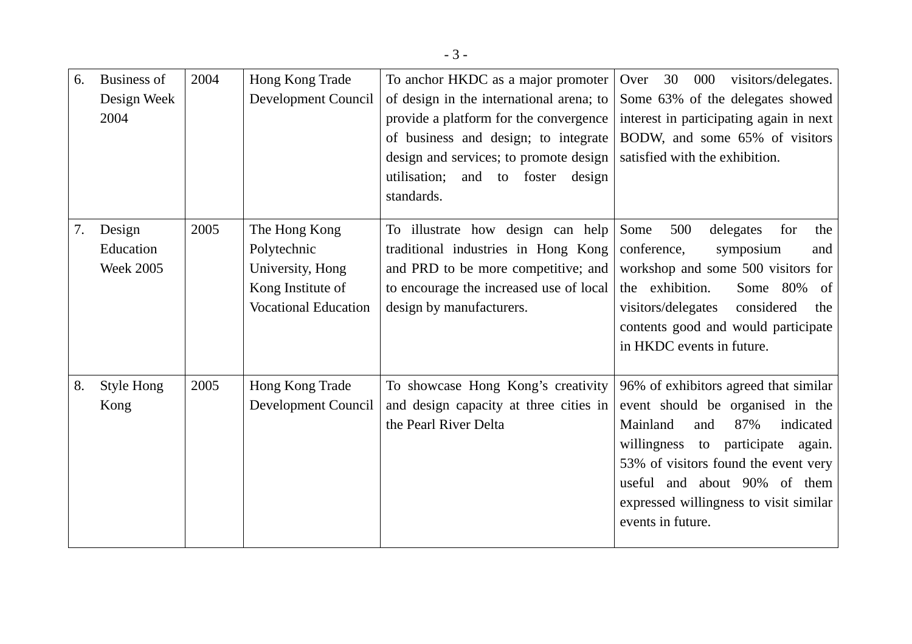| | | | | |
|---|---|---|---|---|
| 6. Business of Design Week 2004 | 2004 | Hong Kong Trade Development Council | To anchor HKDC as a major promoter of design in the international arena; to provide a platform for the convergence of business and design; to integrate design and services; to promote design utilisation; and to foster design standards. | Over 30 000 visitors/delegates. Some 63% of the delegates showed interest in participating again in next BODW, and some 65% of visitors satisfied with the exhibition. |
| 7. Design Education Week 2005 | 2005 | The Hong Kong Polytechnic University, Hong Kong Institute of Vocational Education | To illustrate how design can help traditional industries in Hong Kong and PRD to be more competitive; and to encourage the increased use of local design by manufacturers. | Some 500 delegates for the conference, symposium and workshop and some 500 visitors for the exhibition. Some 80% of visitors/delegates considered the contents good and would participate in HKDC events in future. |
| 8. Style Hong Kong | 2005 | Hong Kong Trade Development Council | To showcase Hong Kong's creativity and design capacity at three cities in the Pearl River Delta | 96% of exhibitors agreed that similar event should be organised in the Mainland and 87% indicated willingness to participate again. 53% of visitors found the event very useful and about 90% of them expressed willingness to visit similar events in future. |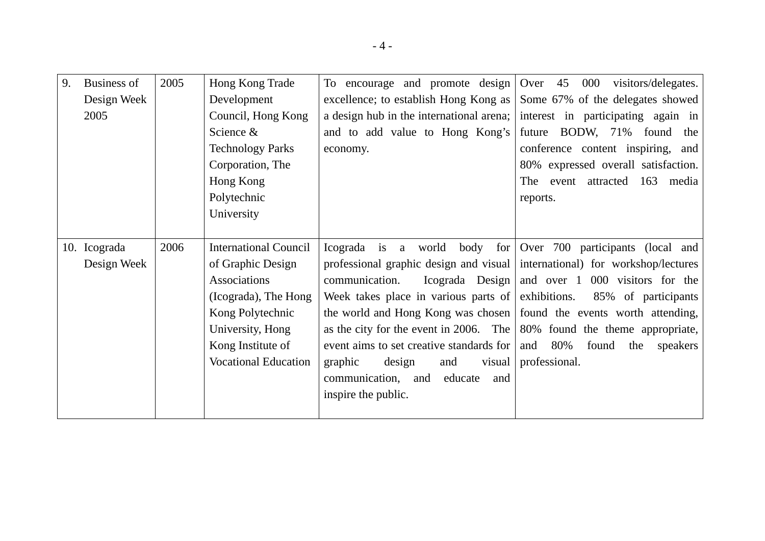| | | | | |
|---|---|---|---|---|
| 9. Business of Design Week 2005 | 2005 | Hong Kong Trade Development Council, Hong Kong Science & Technology Parks Corporation, The Hong Kong Polytechnic University | To encourage and promote design excellence; to establish Hong Kong as a design hub in the international arena; and to add value to Hong Kong's economy. | Over 45 000 visitors/delegates. Some 67% of the delegates showed interest in participating again in future BODW, 71% found the conference content inspiring, and 80% expressed overall satisfaction. The event attracted 163 media reports. |
| 10. Icograda Design Week | 2006 | International Council of Graphic Design Associations (Icograda), The Hong Kong Polytechnic University, Hong Kong Institute of Vocational Education | Icograda is a world body for professional graphic design and visual communication. Icograda Design Week takes place in various parts of the world and Hong Kong was chosen as the city for the event in 2006. The event aims to set creative standards for graphic design and visual communication, and educate and inspire the public. | Over 700 participants (local and international) for workshop/lectures and over 1 000 visitors for the exhibitions. 85% of participants found the events worth attending, 80% found the theme appropriate, and 80% found the speakers professional. |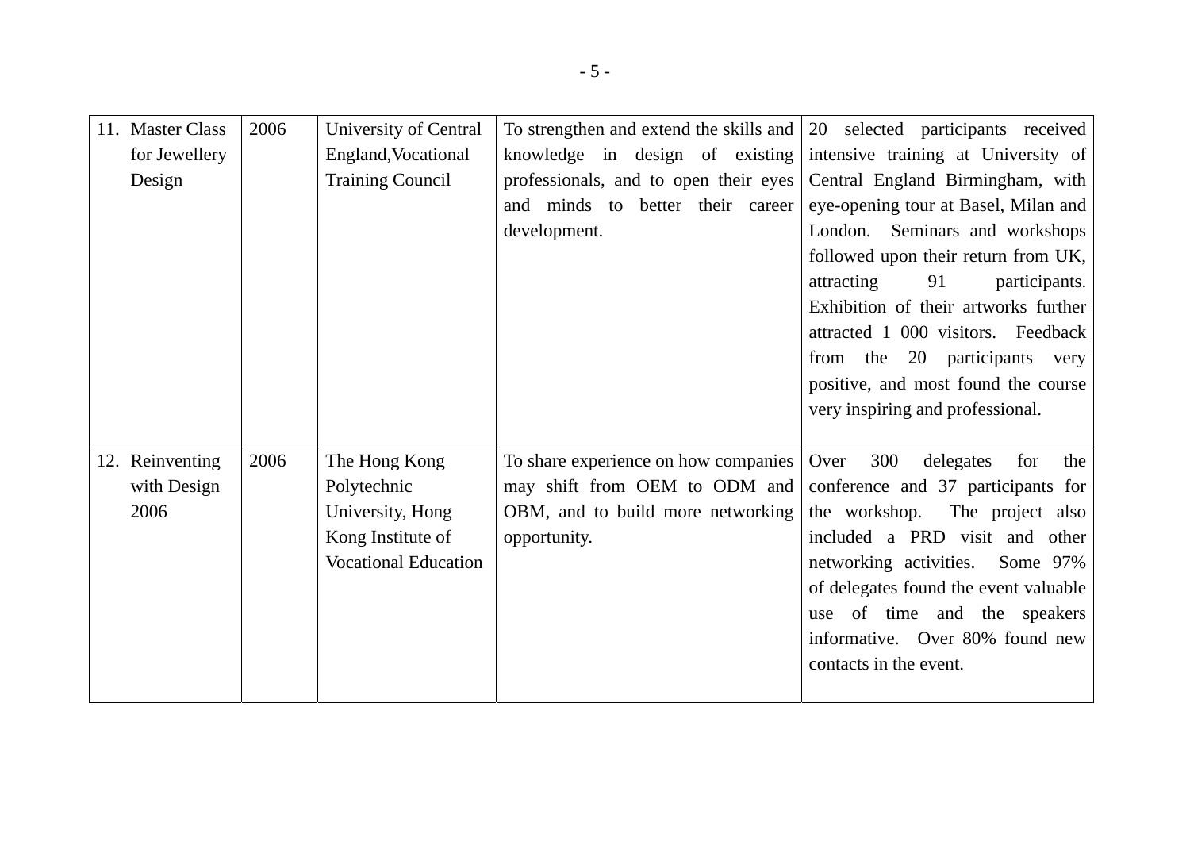| | | | | |
|---|---|---|---|---|
| 11. Master Class for Jewellery Design | 2006 | University of Central England,Vocational Training Council | To strengthen and extend the skills and knowledge in design of existing professionals, and to open their eyes and minds to better their career development. | 20 selected participants received intensive training at University of Central England Birmingham, with eye-opening tour at Basel, Milan and London. Seminars and workshops followed upon their return from UK, attracting 91 participants. Exhibition of their artworks further attracted 1 000 visitors. Feedback from the 20 participants very positive, and most found the course very inspiring and professional. |
| 12. Reinventing with Design 2006 | 2006 | The Hong Kong Polytechnic University, Hong Kong Institute of Vocational Education | To share experience on how companies may shift from OEM to ODM and OBM, and to build more networking opportunity. | Over 300 delegates for the conference and 37 participants for the workshop. The project also included a PRD visit and other networking activities. Some 97% of delegates found the event valuable use of time and the speakers informative. Over 80% found new contacts in the event. |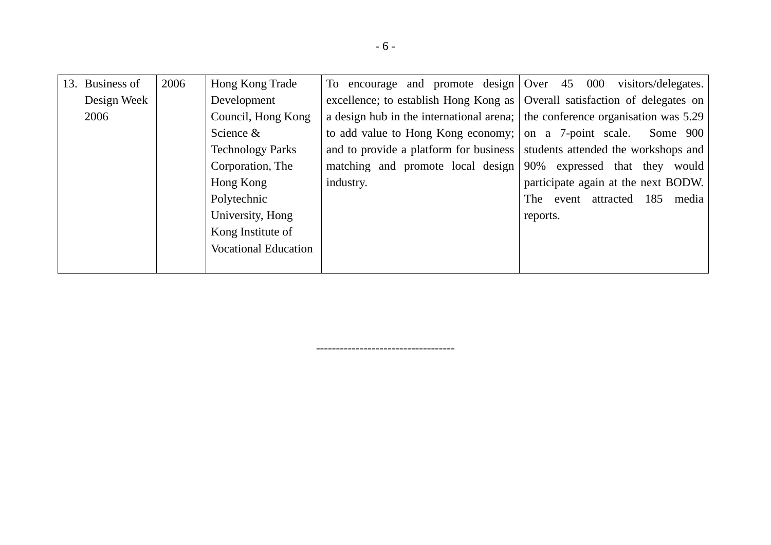| 13. Business of Design Week 2006 | 2006 | Hong Kong Trade Development Council, Hong Kong Science & Technology Parks Corporation, The Hong Kong Polytechnic University, Hong Kong Institute of Vocational Education | To encourage and promote design excellence; to establish Hong Kong as a design hub in the international arena; to add value to Hong Kong economy; and to provide a platform for business matching and promote local design industry. | Over 45 000 visitors/delegates. Overall satisfaction of delegates on the conference organisation was 5.29 on a 7-point scale. Some 900 students attended the workshops and 90% expressed that they would participate again at the next BODW. The event attracted 185 media reports. |
|---|---|---|---|---|

----------------------------------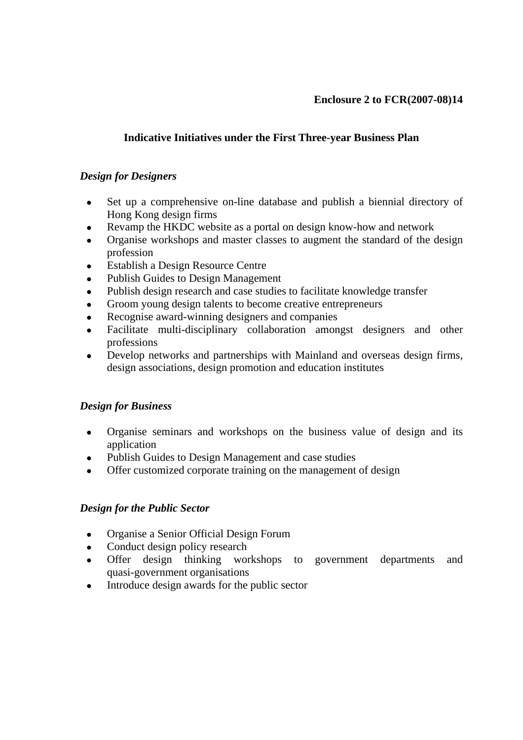**Enclosure 2 to FCR(2007-08)14**

## Indicative Initiatives under the First Three-year Business Plan

### *Design for Designers*

- Set up a comprehensive on-line database and publish a biennial directory of Hong Kong design firms
- Revamp the HKDC website as a portal on design know-how and network
- Organise workshops and master classes to augment the standard of the design profession
- Establish a Design Resource Centre
- Publish Guides to Design Management
- Publish design research and case studies to facilitate knowledge transfer
- Groom young design talents to become creative entrepreneurs
- Recognise award-winning designers and companies
- Facilitate multi-disciplinary collaboration amongst designers and other professions
- Develop networks and partnerships with Mainland and overseas design firms, design associations, design promotion and education institutes

### *Design for Business*

- Organise seminars and workshops on the business value of design and its application
- Publish Guides to Design Management and case studies
- Offer customized corporate training on the management of design

### *Design for the Public Sector*

- Organise a Senior Official Design Forum
- Conduct design policy research
- Offer design thinking workshops to government departments and quasi-government organisations
- Introduce design awards for the public sector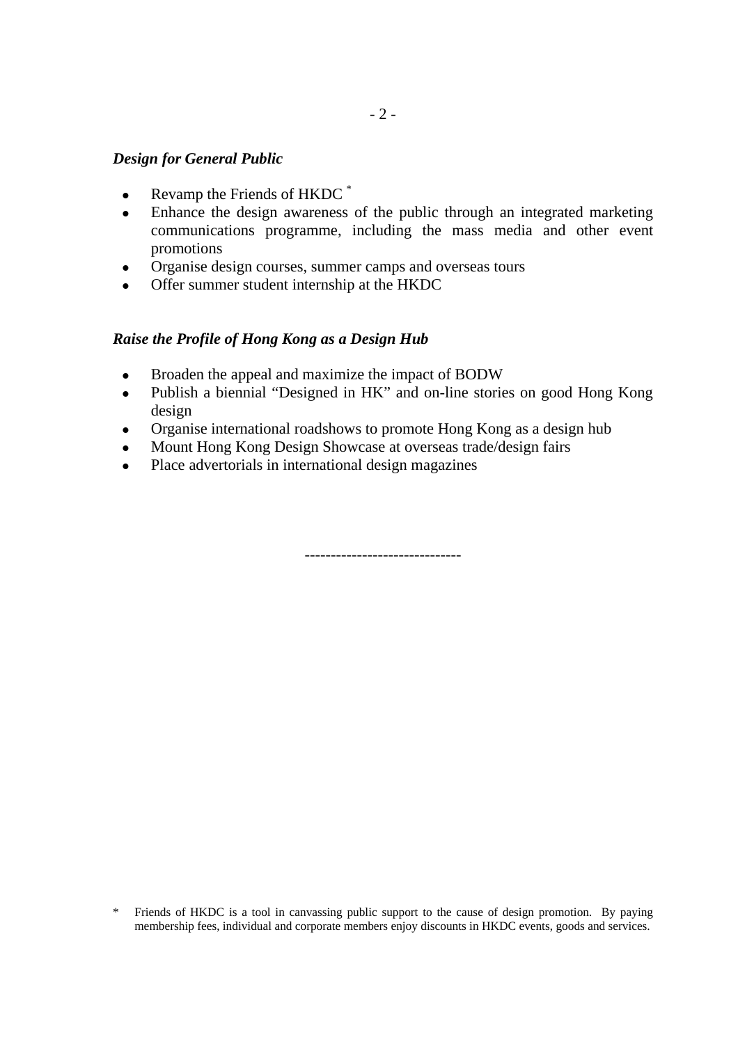***Design for General Public***

- Revamp the Friends of HKDC [*]
- Enhance the design awareness of the public through an integrated marketing communications programme, including the mass media and other event promotions
- Organise design courses, summer camps and overseas tours
- Offer summer student internship at the HKDC

***Raise the Profile of Hong Kong as a Design Hub***

- Broaden the appeal and maximize the impact of BODW
- Publish a biennial "Designed in HK" and on-line stories on good Hong Kong design
- Organise international roadshows to promote Hong Kong as a design hub
- Mount Hong Kong Design Showcase at overseas trade/design fairs
- Place advertorials in international design magazines

------------------------------

[*] Friends of HKDC is a tool in canvassing public support to the cause of design promotion. By paying membership fees, individual and corporate members enjoy discounts in HKDC events, goods and services.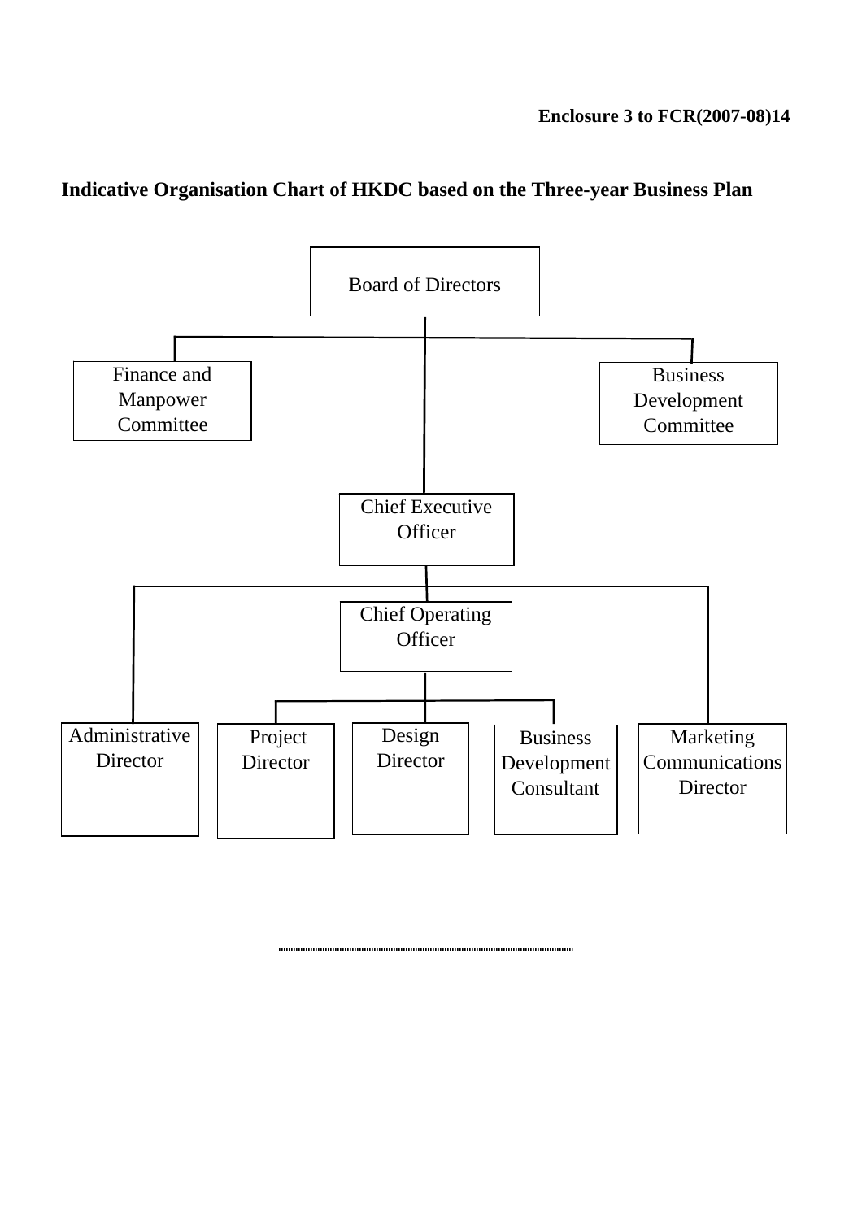**Enclosure 3 to FCR(2007-08)14**

**Indicative Organisation Chart of HKDC based on the Three-year Business Plan**

- Board of Directors
  - Finance and Manpower Committee
  - Business Development Committee
  - Chief Executive Officer
    - Administrative Director
    - Marketing Communications Director
    - Chief Operating Officer
      - Project Director
      - Design Director
      - Business Development Consultant

---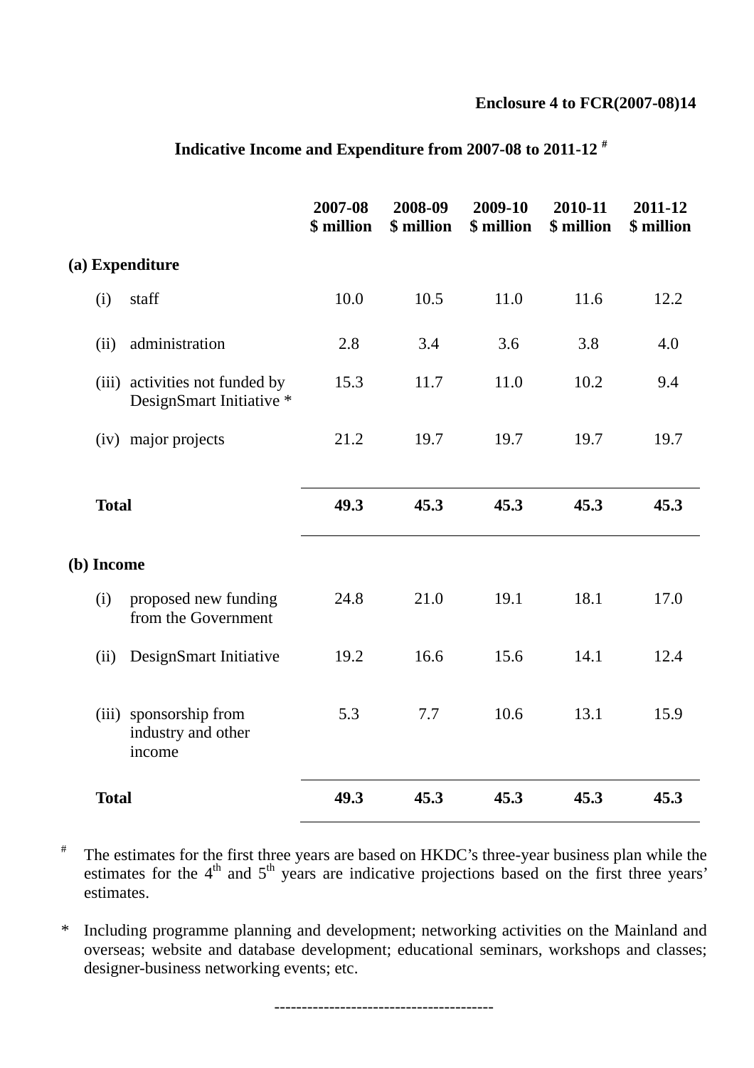**Enclosure 4 to FCR(2007-08)14**

## Indicative Income and Expenditure from 2007-08 to 2011-12 [#]

| | 2007-08 $ million | 2008-09 $ million | 2009-10 $ million | 2010-11 $ million | 2011-12 $ million |
|---|---|---|---|---|---|
| **(a) Expenditure** | | | | | |
| (i) staff | 10.0 | 10.5 | 11.0 | 11.6 | 12.2 |
| (ii) administration | 2.8 | 3.4 | 3.6 | 3.8 | 4.0 |
| (iii) activities not funded by DesignSmart Initiative * | 15.3 | 11.7 | 11.0 | 10.2 | 9.4 |
| (iv) major projects | 21.2 | 19.7 | 19.7 | 19.7 | 19.7 |
| **Total** | **49.3** | **45.3** | **45.3** | **45.3** | **45.3** |
| **(b) Income** | | | | | |
| (i) proposed new funding from the Government | 24.8 | 21.0 | 19.1 | 18.1 | 17.0 |
| (ii) DesignSmart Initiative | 19.2 | 16.6 | 15.6 | 14.1 | 12.4 |
| (iii) sponsorship from industry and other income | 5.3 | 7.7 | 10.6 | 13.1 | 15.9 |
| **Total** | **49.3** | **45.3** | **45.3** | **45.3** | **45.3** |

# The estimates for the first three years are based on HKDC's three-year business plan while the estimates for the 4th and 5th years are indicative projections based on the first three years' estimates.

\* Including programme planning and development; networking activities on the Mainland and overseas; website and database development; educational seminars, workshops and classes; designer-business networking events; etc.

---------------------------------------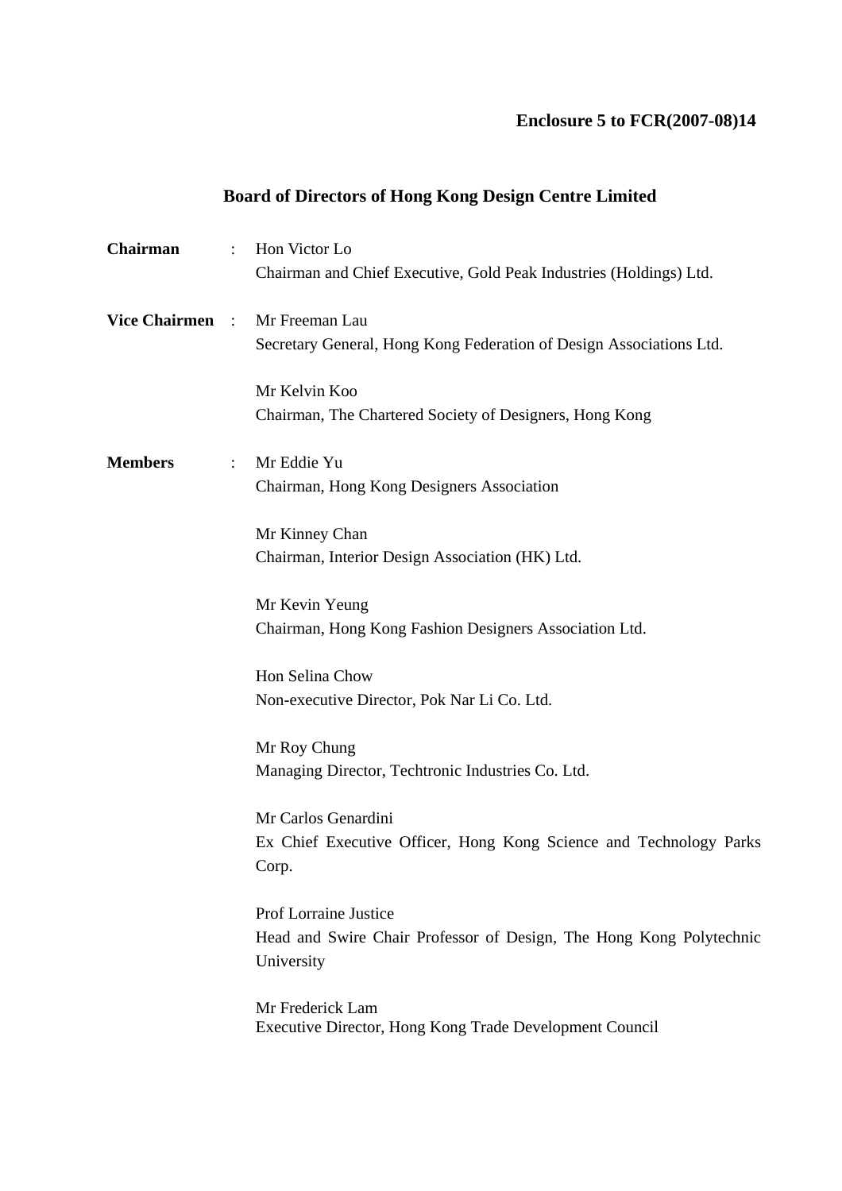**Enclosure 5 to FCR(2007-08)14**

## Board of Directors of Hong Kong Design Centre Limited

**Chairman** : Hon Victor Lo
Chairman and Chief Executive, Gold Peak Industries (Holdings) Ltd.

**Vice Chairmen** : Mr Freeman Lau
Secretary General, Hong Kong Federation of Design Associations Ltd.

Mr Kelvin Koo
Chairman, The Chartered Society of Designers, Hong Kong

**Members** : Mr Eddie Yu
Chairman, Hong Kong Designers Association

Mr Kinney Chan
Chairman, Interior Design Association (HK) Ltd.

Mr Kevin Yeung
Chairman, Hong Kong Fashion Designers Association Ltd.

Hon Selina Chow
Non-executive Director, Pok Nar Li Co. Ltd.

Mr Roy Chung
Managing Director, Techtronic Industries Co. Ltd.

Mr Carlos Genardini
Ex Chief Executive Officer, Hong Kong Science and Technology Parks Corp.

Prof Lorraine Justice
Head and Swire Chair Professor of Design, The Hong Kong Polytechnic University

Mr Frederick Lam
Executive Director, Hong Kong Trade Development Council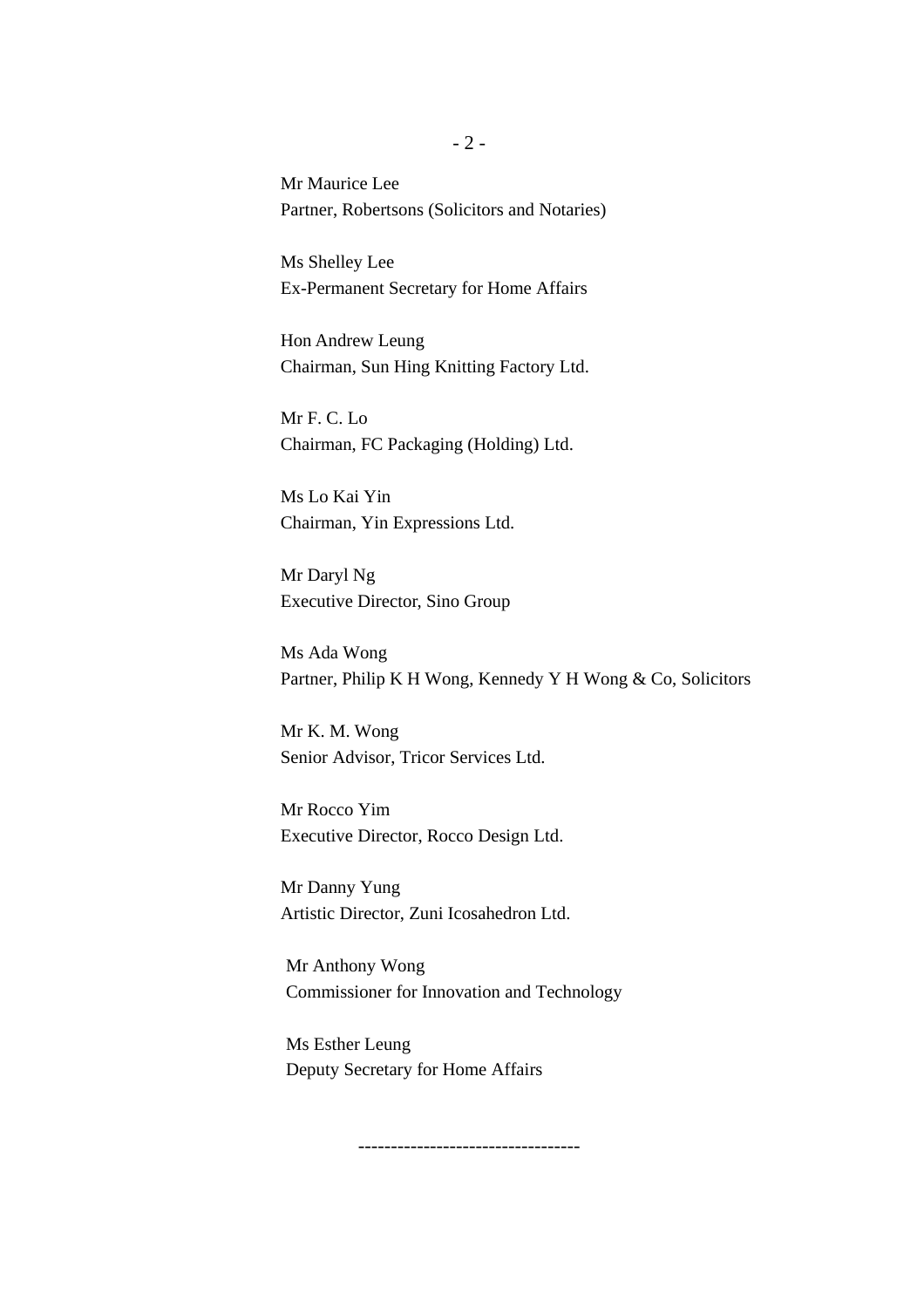Mr Maurice Lee
Partner, Robertsons (Solicitors and Notaries)

Ms Shelley Lee
Ex-Permanent Secretary for Home Affairs

Hon Andrew Leung
Chairman, Sun Hing Knitting Factory Ltd.

Mr F. C. Lo
Chairman, FC Packaging (Holding) Ltd.

Ms Lo Kai Yin
Chairman, Yin Expressions Ltd.

Mr Daryl Ng
Executive Director, Sino Group

Ms Ada Wong
Partner, Philip K H Wong, Kennedy Y H Wong & Co, Solicitors

Mr K. M. Wong
Senior Advisor, Tricor Services Ltd.

Mr Rocco Yim
Executive Director, Rocco Design Ltd.

Mr Danny Yung
Artistic Director, Zuni Icosahedron Ltd.

Mr Anthony Wong
Commissioner for Innovation and Technology

Ms Esther Leung
Deputy Secretary for Home Affairs

---------------------------------